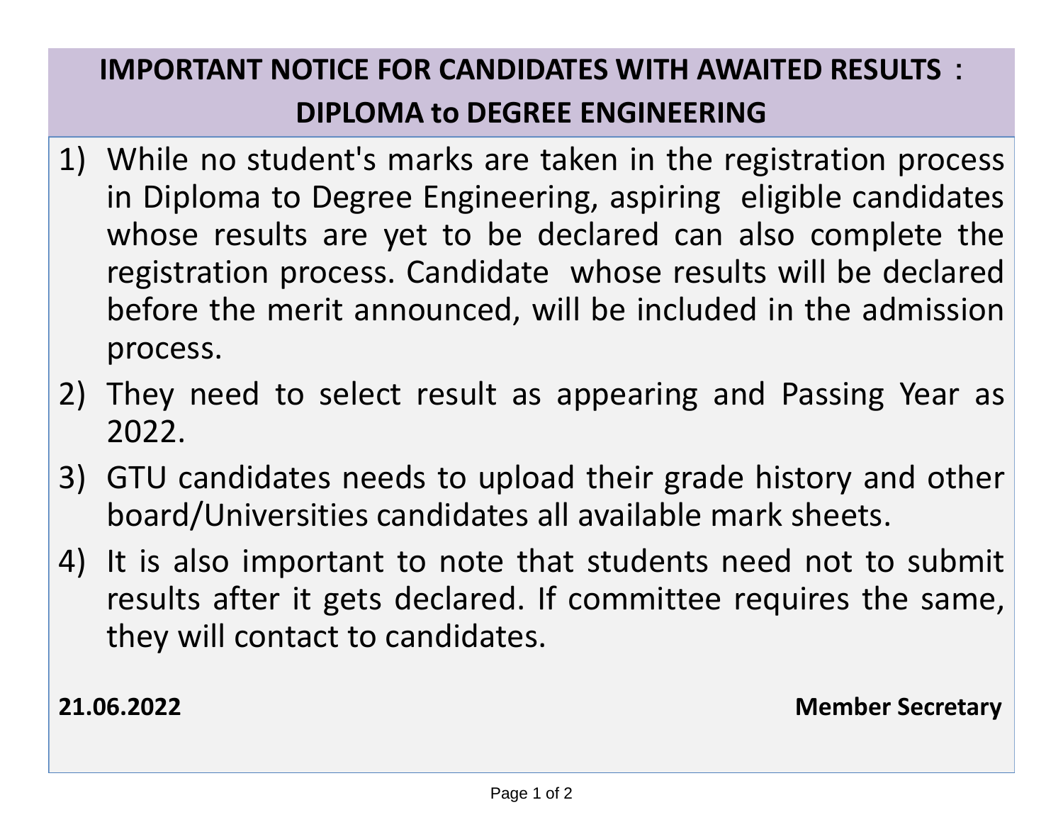# IMPORTANT NOTICE FOR CANDIDATES WITH AWAITED RESULTS : DIPLOMA to DEGREE ENGINEERING

1) While no student's marks are taken in the registration process in Diploma to Degree Engineering, aspiring eligible candidates whose results are yet to be declared can also complete the registration process. Candidate whose results will be declared before the merit announced, will be included in the admission process.
2) They need to select result as appearing and Passing Year as 2022.
3) GTU candidates needs to upload their grade history and other board/Universities candidates all available mark sheets.
4) It is also important to note that students need not to submit results after it gets declared. If committee requires the same, they will contact to candidates.

**21.06.2022**

**Member Secretary**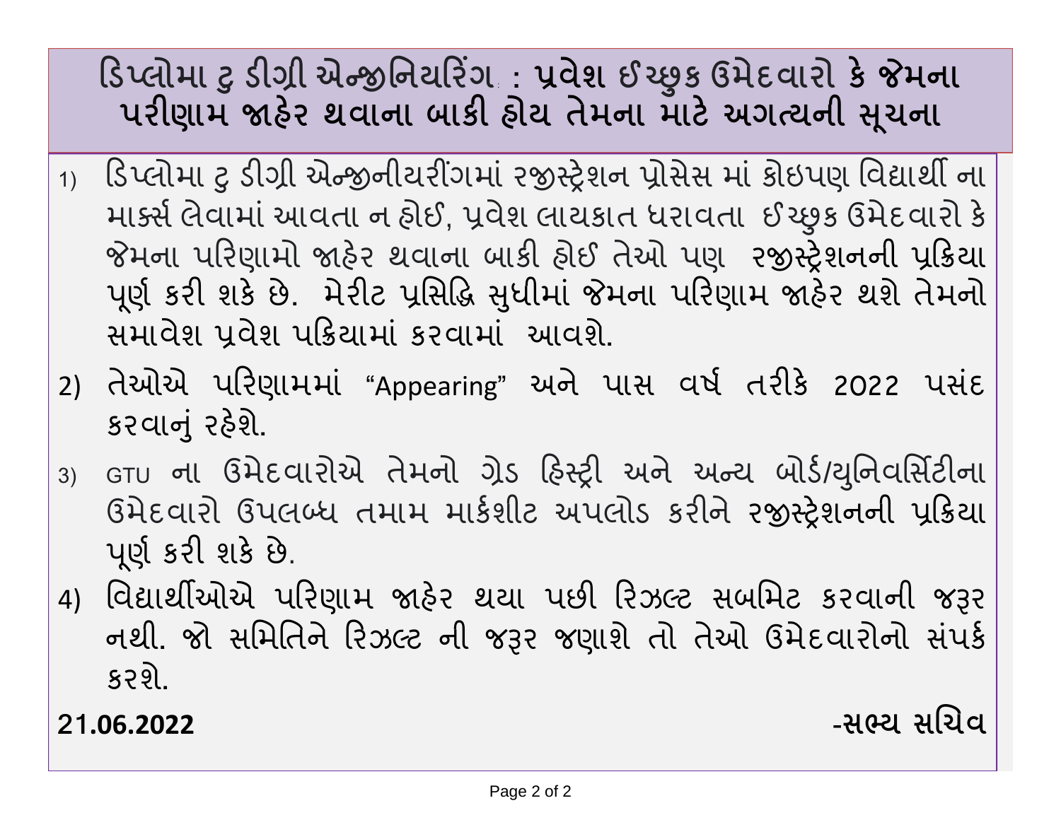# ડિપ્લોમા ટુ ડીગ્રી એન્જીનિયરિંગ : પ્રવેશ ઈચ્છુક ઉમેદવારો કે જેમના પરીણામ જાહેર થવાના બાકી હોય તેમના માટે અગત્યની સૂચના

1) ડિપ્લોમા ટુ ડીગ્રી એન્જીનીયરીંગમાં રજીસ્ટ્રેશન પ્રોસેસ માં કોઇપણ વિદ્યાર્થી ના માર્ક્સ લેવામાં આવતા ન હોઈ, પ્રવેશ લાયકાત ધરાવતા ઈચ્છુક ઉમેદવારો કે જેમના પરિણામો જાહેર થવાના બાકી હોઈ તેઓ પણ **રજીસ્ટ્રેશનની પ્રક્રિયા** પૂર્ણ કરી શકે છે. મેરીટ પ્રસિદ્ધિ સુધીમાં જેમના પરિણામ જાહેર થશે તેમનો સમાવેશ પ્રવેશ પક્રિયામાં કરવામાં આવશે.
2) તેઓએ પરિણામમાં "Appearing" અને પાસ વર્ષ તરીકે 2022 પસંદ કરવાનું રહેશે.
3) GTU ના ઉમેદવારોએ તેમનો ગ્રેડ હિસ્ટ્રી અને અન્ય બોર્ડ/યુનિવર્સિટીના ઉમેદવારો ઉપલબ્ધ તમામ માર્કશીટ અપલોડ કરીને **રજીસ્ટ્રેશનની પ્રક્રિયા** પૂર્ણ કરી શકે છે.
4) વિદ્યાર્થીઓએ પરિણામ જાહેર થયા પછી રિઝલ્ટ સબમિટ કરવાની જરૂર નથી. જો સમિતિને રિઝલ્ટ ની જરૂર જણાશે તો તેઓ ઉમેદવારોનો સંપર્ક કરશે.

**21.06.2022** **-સભ્ય સચિવ**